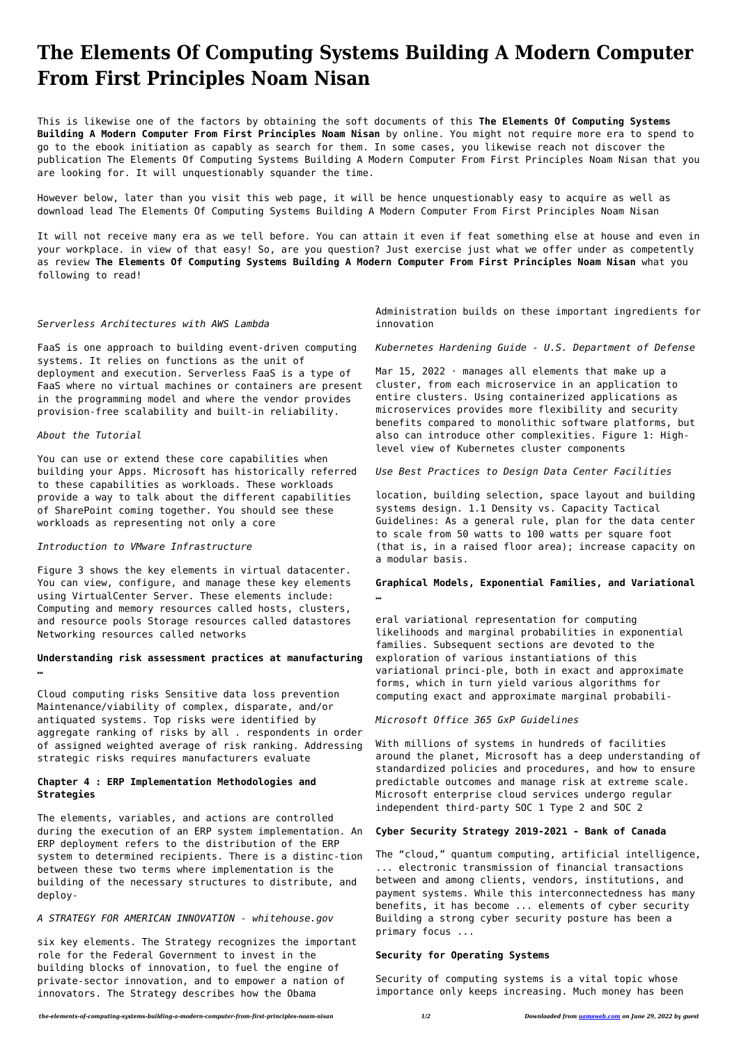# The Elements Of Computing Systems Building A Modern Computer From First Principles Noam Nisan

This is likewise one of the factors by obtaining the soft documents of this **The Elements Of Computing Systems Building A Modern Computer From First Principles Noam Nisan** by online. You might not require more era to spend to go to the ebook initiation as capably as search for them. In some cases, you likewise reach not discover the publication The Elements Of Computing Systems Building A Modern Computer From First Principles Noam Nisan that you are looking for. It will unquestionably squander the time.

However below, later than you visit this web page, it will be hence unquestionably easy to acquire as well as download lead The Elements Of Computing Systems Building A Modern Computer From First Principles Noam Nisan

It will not receive many era as we tell before. You can attain it even if feat something else at house and even in your workplace. in view of that easy! So, are you question? Just exercise just what we offer under as competently as review **The Elements Of Computing Systems Building A Modern Computer From First Principles Noam Nisan** what you following to read!

*Serverless Architectures with AWS Lambda*

FaaS is one approach to building event-driven computing systems. It relies on functions as the unit of deployment and execution. Serverless FaaS is a type of FaaS where no virtual machines or containers are present in the programming model and where the vendor provides provision-free scalability and built-in reliability.

*About the Tutorial*

You can use or extend these core capabilities when building your Apps. Microsoft has historically referred to these capabilities as workloads. These workloads provide a way to talk about the different capabilities of SharePoint coming together. You should see these workloads as representing not only a core

*Introduction to VMware Infrastructure*

Figure 3 shows the key elements in virtual datacenter. You can view, configure, and manage these key elements using VirtualCenter Server. These elements include: Computing and memory resources called hosts, clusters, and resource pools Storage resources called datastores Networking resources called networks

**Understanding risk assessment practices at manufacturing …**

Cloud computing risks Sensitive data loss prevention Maintenance/viability of complex, disparate, and/or antiquated systems. Top risks were identified by aggregate ranking of risks by all . respondents in order of assigned weighted average of risk ranking. Addressing strategic risks requires manufacturers evaluate

**Chapter 4 : ERP Implementation Methodologies and Strategies**

The elements, variables, and actions are controlled during the execution of an ERP system implementation. An ERP deployment refers to the distribution of the ERP system to determined recipients. There is a distinc-tion between these two terms where implementation is the building of the necessary structures to distribute, and deploy-

*A STRATEGY FOR AMERICAN INNOVATION - whitehouse.gov*

six key elements. The Strategy recognizes the important role for the Federal Government to invest in the building blocks of innovation, to fuel the engine of private-sector innovation, and to empower a nation of innovators. The Strategy describes how the Obama Administration builds on these important ingredients for innovation

*Kubernetes Hardening Guide - U.S. Department of Defense*

Mar 15, 2022 · manages all elements that make up a cluster, from each microservice in an application to entire clusters. Using containerized applications as microservices provides more flexibility and security benefits compared to monolithic software platforms, but also can introduce other complexities. Figure 1: High-level view of Kubernetes cluster components

*Use Best Practices to Design Data Center Facilities*

location, building selection, space layout and building systems design. 1.1 Density vs. Capacity Tactical Guidelines: As a general rule, plan for the data center to scale from 50 watts to 100 watts per square foot (that is, in a raised floor area); increase capacity on a modular basis.

**Graphical Models, Exponential Families, and Variational …**

eral variational representation for computing likelihoods and marginal probabilities in exponential families. Subsequent sections are devoted to the exploration of various instantiations of this variational princi-ple, both in exact and approximate forms, which in turn yield various algorithms for computing exact and approximate marginal probabili-

*Microsoft Office 365 GxP Guidelines*

With millions of systems in hundreds of facilities around the planet, Microsoft has a deep understanding of standardized policies and procedures, and how to ensure predictable outcomes and manage risk at extreme scale. Microsoft enterprise cloud services undergo regular independent third-party SOC 1 Type 2 and SOC 2

**Cyber Security Strategy 2019-2021 - Bank of Canada**

The "cloud," quantum computing, artificial intelligence, ... electronic transmission of financial transactions between and among clients, vendors, institutions, and payment systems. While this interconnectedness has many benefits, it has become ... elements of cyber security Building a strong cyber security posture has been a primary focus ...

**Security for Operating Systems**

Security of computing systems is a vital topic whose importance only keeps increasing. Much money has been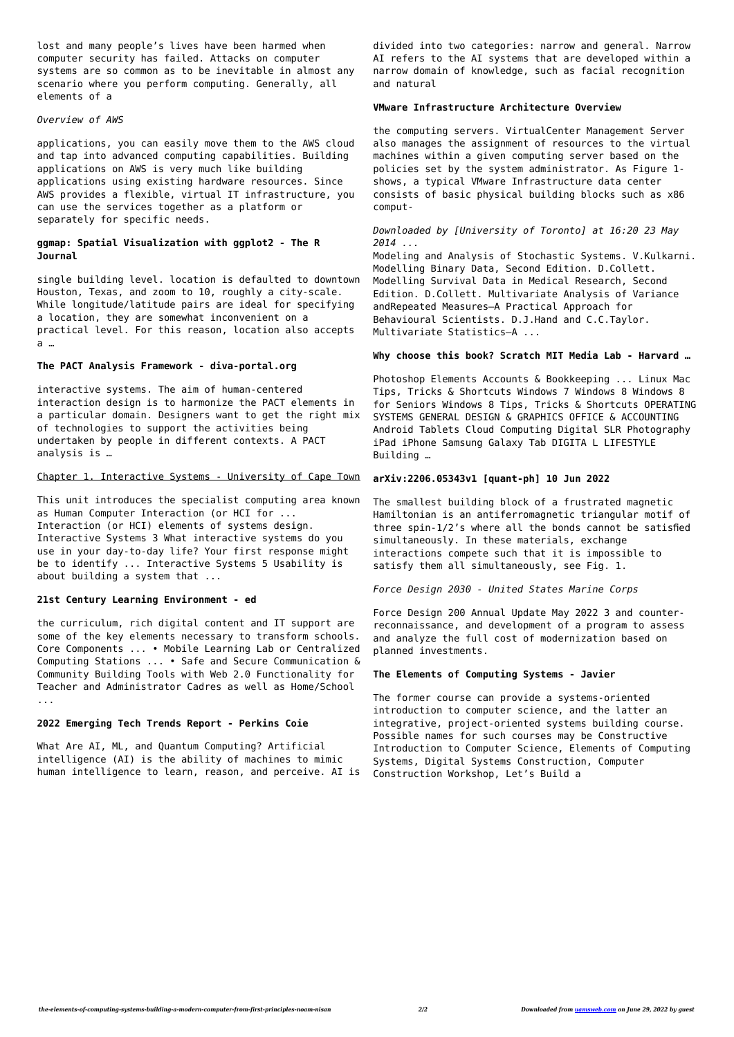lost and many people's lives have been harmed when computer security has failed. Attacks on computer systems are so common as to be inevitable in almost any scenario where you perform computing. Generally, all elements of a

*Overview of AWS*

applications, you can easily move them to the AWS cloud and tap into advanced computing capabilities. Building applications on AWS is very much like building applications using existing hardware resources. Since AWS provides a flexible, virtual IT infrastructure, you can use the services together as a platform or separately for specific needs.

**ggmap: Spatial Visualization with ggplot2 - The R Journal**

single building level. location is defaulted to downtown Houston, Texas, and zoom to 10, roughly a city-scale. While longitude/latitude pairs are ideal for specifying a location, they are somewhat inconvenient on a practical level. For this reason, location also accepts a …

**The PACT Analysis Framework - diva-portal.org**

interactive systems. The aim of human-centered interaction design is to harmonize the PACT elements in a particular domain. Designers want to get the right mix of technologies to support the activities being undertaken by people in different contexts. A PACT analysis is …

Chapter 1. Interactive Systems - University of Cape Town

This unit introduces the specialist computing area known as Human Computer Interaction (or HCI for ... Interaction (or HCI) elements of systems design. Interactive Systems 3 What interactive systems do you use in your day-to-day life? Your first response might be to identify ... Interactive Systems 5 Usability is about building a system that ...

**21st Century Learning Environment - ed**

the curriculum, rich digital content and IT support are some of the key elements necessary to transform schools. Core Components ... • Mobile Learning Lab or Centralized Computing Stations ... • Safe and Secure Communication & Community Building Tools with Web 2.0 Functionality for Teacher and Administrator Cadres as well as Home/School ...

**2022 Emerging Tech Trends Report - Perkins Coie**

What Are AI, ML, and Quantum Computing? Artificial intelligence (AI) is the ability of machines to mimic human intelligence to learn, reason, and perceive. AI is divided into two categories: narrow and general. Narrow AI refers to the AI systems that are developed within a narrow domain of knowledge, such as facial recognition and natural

**VMware Infrastructure Architecture Overview**

the computing servers. VirtualCenter Management Server also manages the assignment of resources to the virtual machines within a given computing server based on the policies set by the system administrator. As Figure 1-shows, a typical VMware Infrastructure data center consists of basic physical building blocks such as x86 comput-

*Downloaded by [University of Toronto] at 16:20 23 May 2014 ...*

Modeling and Analysis of Stochastic Systems. V.Kulkarni. Modelling Binary Data, Second Edition. D.Collett. Modelling Survival Data in Medical Research, Second Edition. D.Collett. Multivariate Analysis of Variance andRepeated Measures—A Practical Approach for Behavioural Scientists. D.J.Hand and C.C.Taylor. Multivariate Statistics—A ...

**Why choose this book? Scratch MIT Media Lab - Harvard …**

Photoshop Elements Accounts & Bookkeeping ... Linux Mac Tips, Tricks & Shortcuts Windows 7 Windows 8 Windows 8 for Seniors Windows 8 Tips, Tricks & Shortcuts OPERATING SYSTEMS GENERAL DESIGN & GRAPHICS OFFICE & ACCOUNTING Android Tablets Cloud Computing Digital SLR Photography iPad iPhone Samsung Galaxy Tab DIGITA L LIFESTYLE Building …

**arXiv:2206.05343v1 [quant-ph] 10 Jun 2022**

The smallest building block of a frustrated magnetic Hamiltonian is an antiferromagnetic triangular motif of three spin-1/2's where all the bonds cannot be satisfied simultaneously. In these materials, exchange interactions compete such that it is impossible to satisfy them all simultaneously, see Fig. 1.

*Force Design 2030 - United States Marine Corps*

Force Design 200 Annual Update May 2022 3 and counter-reconnaissance, and development of a program to assess and analyze the full cost of modernization based on planned investments.

**The Elements of Computing Systems - Javier**

The former course can provide a systems-oriented introduction to computer science, and the latter an integrative, project-oriented systems building course. Possible names for such courses may be Constructive Introduction to Computer Science, Elements of Computing Systems, Digital Systems Construction, Computer Construction Workshop, Let's Build a